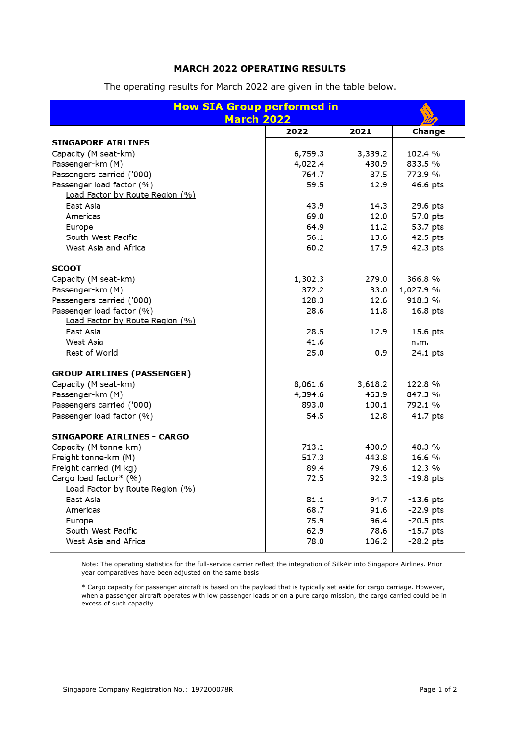## MARCH 2022 OPERATING RESULTS

The operating results for March 2022 are given in the table below.

| How SIA Group performed in March 2022 | 2022 | 2021 | Change |
|---|---|---|---|
| **SINGAPORE AIRLINES** | | | |
| Capacity (M seat-km) | 6,759.3 | 3,339.2 | 102.4 % |
| Passenger-km (M) | 4,022.4 | 430.9 | 833.5 % |
| Passengers carried ('000) | 764.7 | 87.5 | 773.9 % |
| Passenger load factor (%) | 59.5 | 12.9 | 46.6 pts |
| Load Factor by Route Region (%) | | | |
| East Asia | 43.9 | 14.3 | 29.6 pts |
| Americas | 69.0 | 12.0 | 57.0 pts |
| Europe | 64.9 | 11.2 | 53.7 pts |
| South West Pacific | 56.1 | 13.6 | 42.5 pts |
| West Asia and Africa | 60.2 | 17.9 | 42.3 pts |
| **SCOOT** | | | |
| Capacity (M seat-km) | 1,302.3 | 279.0 | 366.8 % |
| Passenger-km (M) | 372.2 | 33.0 | 1,027.9 % |
| Passengers carried ('000) | 128.3 | 12.6 | 918.3 % |
| Passenger load factor (%) | 28.6 | 11.8 | 16.8 pts |
| Load Factor by Route Region (%) | | | |
| East Asia | 28.5 | 12.9 | 15.6 pts |
| West Asia | 41.6 | - | n.m. |
| Rest of World | 25.0 | 0.9 | 24.1 pts |
| **GROUP AIRLINES (PASSENGER)** | | | |
| Capacity (M seat-km) | 8,061.6 | 3,618.2 | 122.8 % |
| Passenger-km (M) | 4,394.6 | 463.9 | 847.3 % |
| Passengers carried ('000) | 893.0 | 100.1 | 792.1 % |
| Passenger load factor (%) | 54.5 | 12.8 | 41.7 pts |
| **SINGAPORE AIRLINES - CARGO** | | | |
| Capacity (M tonne-km) | 713.1 | 480.9 | 48.3 % |
| Freight tonne-km (M) | 517.3 | 443.8 | 16.6 % |
| Freight carried (M kg) | 89.4 | 79.6 | 12.3 % |
| Cargo load factor* (%) | 72.5 | 92.3 | -19.8 pts |
| Load Factor by Route Region (%) | | | |
| East Asia | 81.1 | 94.7 | -13.6 pts |
| Americas | 68.7 | 91.6 | -22.9 pts |
| Europe | 75.9 | 96.4 | -20.5 pts |
| South West Pacific | 62.9 | 78.6 | -15.7 pts |
| West Asia and Africa | 78.0 | 106.2 | -28.2 pts |

Note: The operating statistics for the full-service carrier reflect the integration of SilkAir into Singapore Airlines. Prior year comparatives have been adjusted on the same basis

* Cargo capacity for passenger aircraft is based on the payload that is typically set aside for cargo carriage. However, when a passenger aircraft operates with low passenger loads or on a pure cargo mission, the cargo carried could be in excess of such capacity.

Singapore Company Registration No.: 197200078R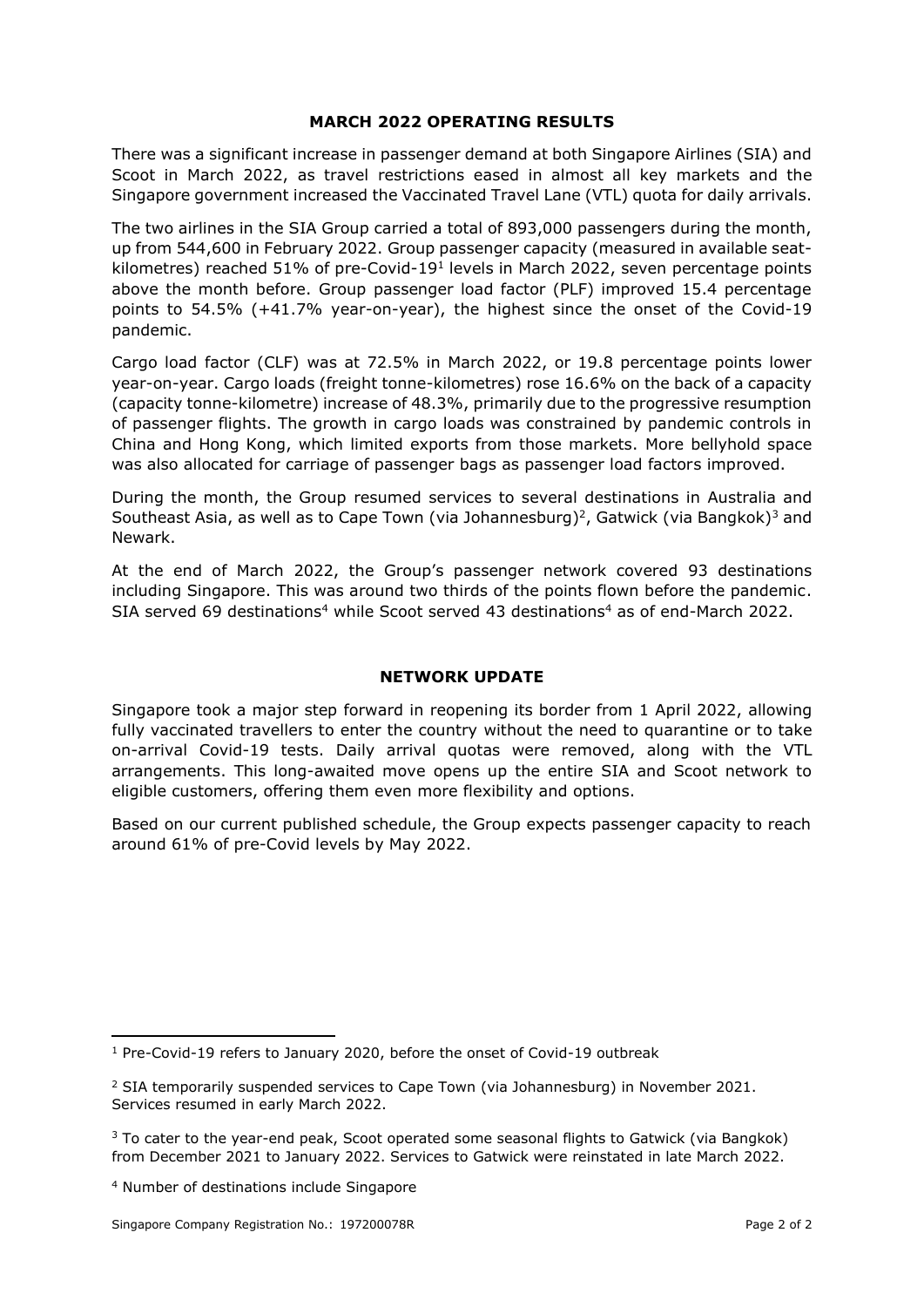## MARCH 2022 OPERATING RESULTS

There was a significant increase in passenger demand at both Singapore Airlines (SIA) and Scoot in March 2022, as travel restrictions eased in almost all key markets and the Singapore government increased the Vaccinated Travel Lane (VTL) quota for daily arrivals.

The two airlines in the SIA Group carried a total of 893,000 passengers during the month, up from 544,600 in February 2022. Group passenger capacity (measured in available seat-kilometres) reached 51% of pre-Covid-19[1] levels in March 2022, seven percentage points above the month before. Group passenger load factor (PLF) improved 15.4 percentage points to 54.5% (+41.7% year-on-year), the highest since the onset of the Covid-19 pandemic.

Cargo load factor (CLF) was at 72.5% in March 2022, or 19.8 percentage points lower year-on-year. Cargo loads (freight tonne-kilometres) rose 16.6% on the back of a capacity (capacity tonne-kilometre) increase of 48.3%, primarily due to the progressive resumption of passenger flights. The growth in cargo loads was constrained by pandemic controls in China and Hong Kong, which limited exports from those markets. More bellyhold space was also allocated for carriage of passenger bags as passenger load factors improved.

During the month, the Group resumed services to several destinations in Australia and Southeast Asia, as well as to Cape Town (via Johannesburg)[2], Gatwick (via Bangkok)[3] and Newark.

At the end of March 2022, the Group's passenger network covered 93 destinations including Singapore. This was around two thirds of the points flown before the pandemic. SIA served 69 destinations[4] while Scoot served 43 destinations[4] as of end-March 2022.

## NETWORK UPDATE

Singapore took a major step forward in reopening its border from 1 April 2022, allowing fully vaccinated travellers to enter the country without the need to quarantine or to take on-arrival Covid-19 tests. Daily arrival quotas were removed, along with the VTL arrangements. This long-awaited move opens up the entire SIA and Scoot network to eligible customers, offering them even more flexibility and options.

Based on our current published schedule, the Group expects passenger capacity to reach around 61% of pre-Covid levels by May 2022.

---

[1] Pre-Covid-19 refers to January 2020, before the onset of Covid-19 outbreak

[2] SIA temporarily suspended services to Cape Town (via Johannesburg) in November 2021. Services resumed in early March 2022.

[3] To cater to the year-end peak, Scoot operated some seasonal flights to Gatwick (via Bangkok) from December 2021 to January 2022. Services to Gatwick were reinstated in late March 2022.

[4] Number of destinations include Singapore

Singapore Company Registration No.: 197200078R